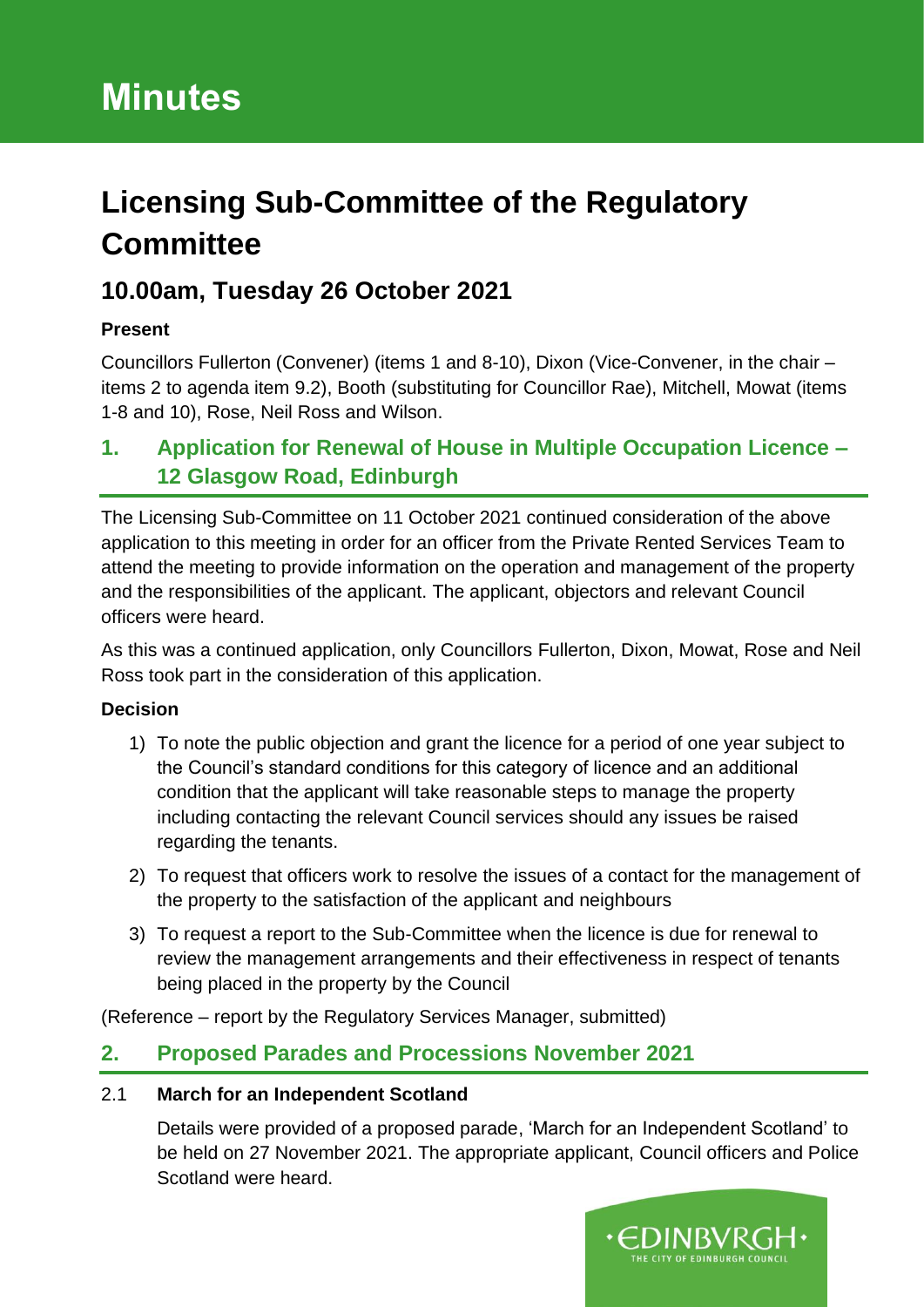# Minutes

# Licensing Sub-Committee of the Regulatory Committee

## 10.00am, Tuesday 26 October 2021

**Present**

Councillors Fullerton (Convener) (items 1 and 8-10), Dixon (Vice-Convener, in the chair – items 2 to agenda item 9.2), Booth (substituting for Councillor Rae), Mitchell, Mowat (items 1-8 and 10), Rose, Neil Ross and Wilson.

## 1. Application for Renewal of House in Multiple Occupation Licence – 12 Glasgow Road, Edinburgh

The Licensing Sub-Committee on 11 October 2021 continued consideration of the above application to this meeting in order for an officer from the Private Rented Services Team to attend the meeting to provide information on the operation and management of the property and the responsibilities of the applicant. The applicant, objectors and relevant Council officers were heard.

As this was a continued application, only Councillors Fullerton, Dixon, Mowat, Rose and Neil Ross took part in the consideration of this application.

**Decision**

1) To note the public objection and grant the licence for a period of one year subject to the Council's standard conditions for this category of licence and an additional condition that the applicant will take reasonable steps to manage the property including contacting the relevant Council services should any issues be raised regarding the tenants.
2) To request that officers work to resolve the issues of a contact for the management of the property to the satisfaction of the applicant and neighbours
3) To request a report to the Sub-Committee when the licence is due for renewal to review the management arrangements and their effectiveness in respect of tenants being placed in the property by the Council

(Reference – report by the Regulatory Services Manager, submitted)

## 2. Proposed Parades and Processions November 2021

### 2.1 March for an Independent Scotland

Details were provided of a proposed parade, 'March for an Independent Scotland' to be held on 27 November 2021. The appropriate applicant, Council officers and Police Scotland were heard.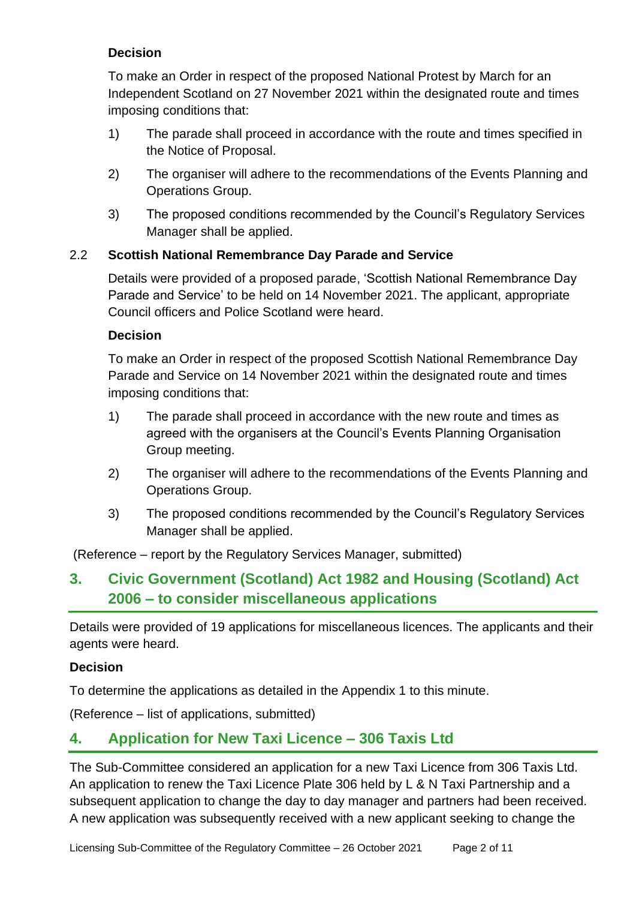**Decision**

To make an Order in respect of the proposed National Protest by March for an Independent Scotland on 27 November 2021 within the designated route and times imposing conditions that:

1) The parade shall proceed in accordance with the route and times specified in the Notice of Proposal.

2) The organiser will adhere to the recommendations of the Events Planning and Operations Group.

3) The proposed conditions recommended by the Council's Regulatory Services Manager shall be applied.

2.2 **Scottish National Remembrance Day Parade and Service**

Details were provided of a proposed parade, 'Scottish National Remembrance Day Parade and Service' to be held on 14 November 2021. The applicant, appropriate Council officers and Police Scotland were heard.

**Decision**

To make an Order in respect of the proposed Scottish National Remembrance Day Parade and Service on 14 November 2021 within the designated route and times imposing conditions that:

1) The parade shall proceed in accordance with the new route and times as agreed with the organisers at the Council's Events Planning Organisation Group meeting.

2) The organiser will adhere to the recommendations of the Events Planning and Operations Group.

3) The proposed conditions recommended by the Council's Regulatory Services Manager shall be applied.

(Reference – report by the Regulatory Services Manager, submitted)

## 3. Civic Government (Scotland) Act 1982 and Housing (Scotland) Act 2006 – to consider miscellaneous applications

Details were provided of 19 applications for miscellaneous licences. The applicants and their agents were heard.

**Decision**

To determine the applications as detailed in the Appendix 1 to this minute.

(Reference – list of applications, submitted)

## 4. Application for New Taxi Licence – 306 Taxis Ltd

The Sub-Committee considered an application for a new Taxi Licence from 306 Taxis Ltd. An application to renew the Taxi Licence Plate 306 held by L & N Taxi Partnership and a subsequent application to change the day to day manager and partners had been received. A new application was subsequently received with a new applicant seeking to change the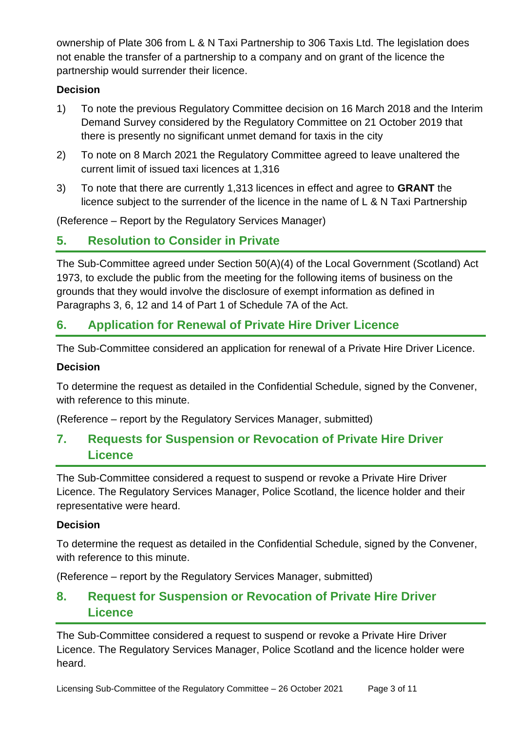ownership of Plate 306 from L & N Taxi Partnership to 306 Taxis Ltd. The legislation does not enable the transfer of a partnership to a company and on grant of the licence the partnership would surrender their licence.

**Decision**

1) To note the previous Regulatory Committee decision on 16 March 2018 and the Interim Demand Survey considered by the Regulatory Committee on 21 October 2019 that there is presently no significant unmet demand for taxis in the city

2) To note on 8 March 2021 the Regulatory Committee agreed to leave unaltered the current limit of issued taxi licences at 1,316

3) To note that there are currently 1,313 licences in effect and agree to **GRANT** the licence subject to the surrender of the licence in the name of L & N Taxi Partnership

(Reference – Report by the Regulatory Services Manager)

## 5. Resolution to Consider in Private

The Sub-Committee agreed under Section 50(A)(4) of the Local Government (Scotland) Act 1973, to exclude the public from the meeting for the following items of business on the grounds that they would involve the disclosure of exempt information as defined in Paragraphs 3, 6, 12 and 14 of Part 1 of Schedule 7A of the Act.

## 6. Application for Renewal of Private Hire Driver Licence

The Sub-Committee considered an application for renewal of a Private Hire Driver Licence.

**Decision**

To determine the request as detailed in the Confidential Schedule, signed by the Convener, with reference to this minute.

(Reference – report by the Regulatory Services Manager, submitted)

## 7. Requests for Suspension or Revocation of Private Hire Driver Licence

The Sub-Committee considered a request to suspend or revoke a Private Hire Driver Licence. The Regulatory Services Manager, Police Scotland, the licence holder and their representative were heard.

**Decision**

To determine the request as detailed in the Confidential Schedule, signed by the Convener, with reference to this minute.

(Reference – report by the Regulatory Services Manager, submitted)

## 8. Request for Suspension or Revocation of Private Hire Driver Licence

The Sub-Committee considered a request to suspend or revoke a Private Hire Driver Licence. The Regulatory Services Manager, Police Scotland and the licence holder were heard.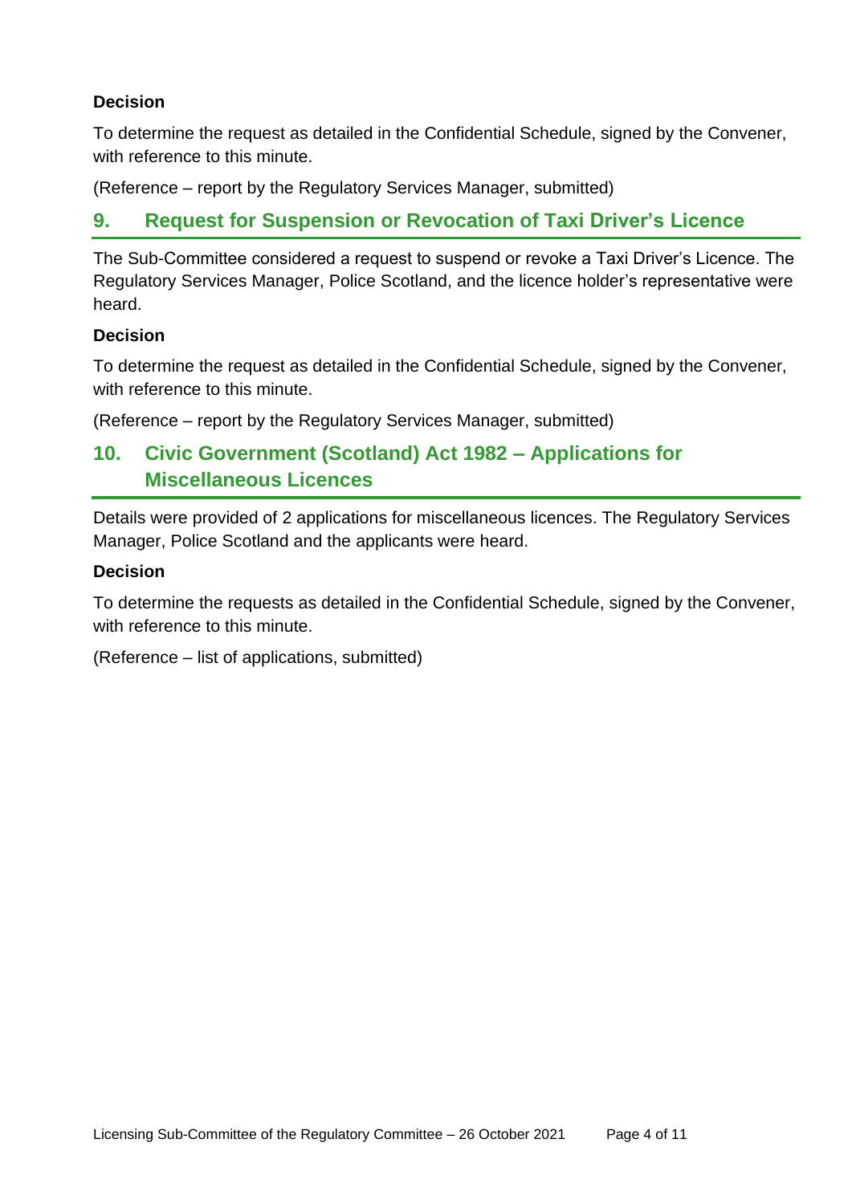**Decision**

To determine the request as detailed in the Confidential Schedule, signed by the Convener, with reference to this minute.

(Reference – report by the Regulatory Services Manager, submitted)

## 9. Request for Suspension or Revocation of Taxi Driver's Licence

The Sub-Committee considered a request to suspend or revoke a Taxi Driver's Licence. The Regulatory Services Manager, Police Scotland, and the licence holder's representative were heard.

**Decision**

To determine the request as detailed in the Confidential Schedule, signed by the Convener, with reference to this minute.

(Reference – report by the Regulatory Services Manager, submitted)

## 10. Civic Government (Scotland) Act 1982 – Applications for Miscellaneous Licences

Details were provided of 2 applications for miscellaneous licences. The Regulatory Services Manager, Police Scotland and the applicants were heard.

**Decision**

To determine the requests as detailed in the Confidential Schedule, signed by the Convener, with reference to this minute.

(Reference – list of applications, submitted)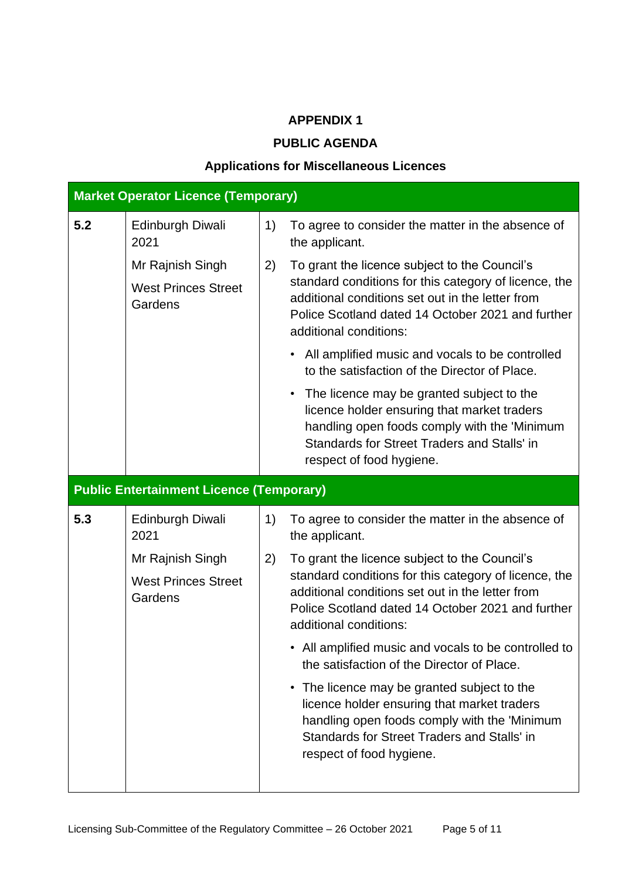**APPENDIX 1**

**PUBLIC AGENDA**

**Applications for Miscellaneous Licences**

| **Market Operator Licence (Temporary)** | | |
|---|---|---|
| **5.2** | Edinburgh Diwali 2021<br><br>Mr Rajnish Singh<br><br>West Princes Street Gardens | 1) To agree to consider the matter in the absence of the applicant.<br><br>2) To grant the licence subject to the Council's standard conditions for this category of licence, the additional conditions set out in the letter from Police Scotland dated 14 October 2021 and further additional conditions:<br><br>• All amplified music and vocals to be controlled to the satisfaction of the Director of Place.<br><br>• The licence may be granted subject to the licence holder ensuring that market traders handling open foods comply with the 'Minimum Standards for Street Traders and Stalls' in respect of food hygiene. |
| **Public Entertainment Licence (Temporary)** | | |
| **5.3** | Edinburgh Diwali 2021<br><br>Mr Rajnish Singh<br><br>West Princes Street Gardens | 1) To agree to consider the matter in the absence of the applicant.<br><br>2) To grant the licence subject to the Council's standard conditions for this category of licence, the additional conditions set out in the letter from Police Scotland dated 14 October 2021 and further additional conditions:<br><br>• All amplified music and vocals to be controlled to the satisfaction of the Director of Place.<br><br>• The licence may be granted subject to the licence holder ensuring that market traders handling open foods comply with the 'Minimum Standards for Street Traders and Stalls' in respect of food hygiene. |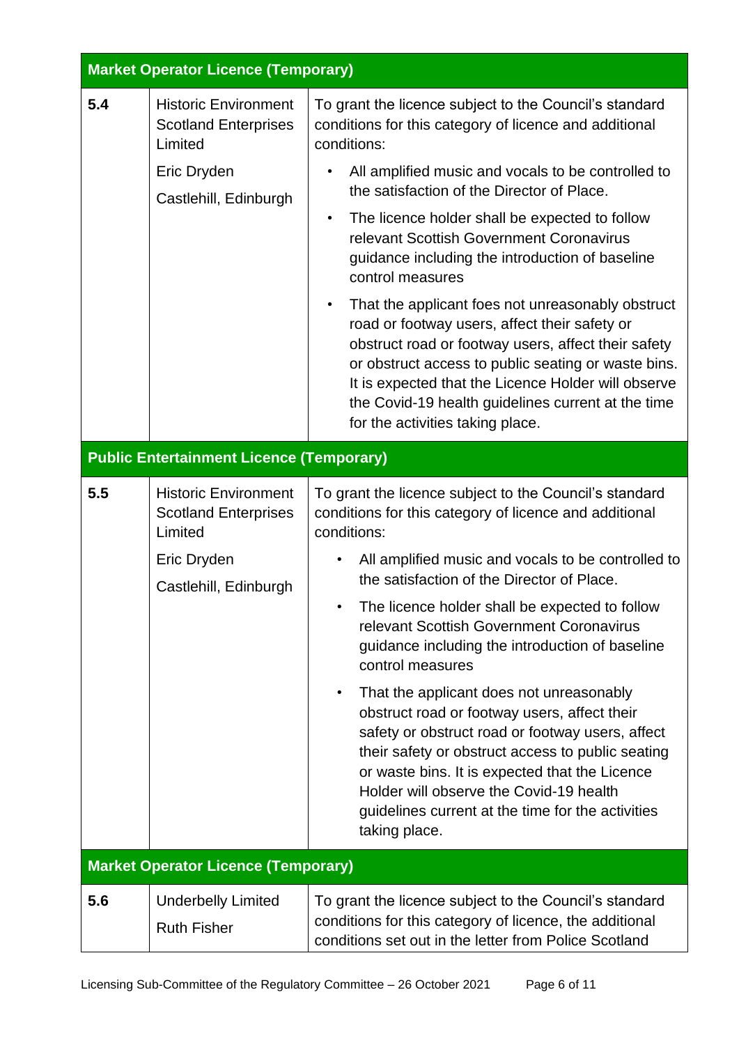| **Market Operator Licence (Temporary)** | | |
|---|---|---|
| 5.4 | Historic Environment Scotland Enterprises Limited<br><br>Eric Dryden<br><br>Castlehill, Edinburgh | To grant the licence subject to the Council's standard conditions for this category of licence and additional conditions:<br><br>• All amplified music and vocals to be controlled to the satisfaction of the Director of Place.<br><br>• The licence holder shall be expected to follow relevant Scottish Government Coronavirus guidance including the introduction of baseline control measures<br><br>• That the applicant foes not unreasonably obstruct road or footway users, affect their safety or obstruct road or footway users, affect their safety or obstruct access to public seating or waste bins. It is expected that the Licence Holder will observe the Covid-19 health guidelines current at the time for the activities taking place. |
| **Public Entertainment Licence (Temporary)** | | |
| 5.5 | Historic Environment Scotland Enterprises Limited<br><br>Eric Dryden<br><br>Castlehill, Edinburgh | To grant the licence subject to the Council's standard conditions for this category of licence and additional conditions:<br><br>• All amplified music and vocals to be controlled to the satisfaction of the Director of Place.<br><br>• The licence holder shall be expected to follow relevant Scottish Government Coronavirus guidance including the introduction of baseline control measures<br><br>• That the applicant does not unreasonably obstruct road or footway users, affect their safety or obstruct road or footway users, affect their safety or obstruct access to public seating or waste bins. It is expected that the Licence Holder will observe the Covid-19 health guidelines current at the time for the activities taking place. |
| **Market Operator Licence (Temporary)** | | |
| 5.6 | Underbelly Limited<br><br>Ruth Fisher | To grant the licence subject to the Council's standard conditions for this category of licence, the additional conditions set out in the letter from Police Scotland |

Licensing Sub-Committee of the Regulatory Committee – 26 October 2021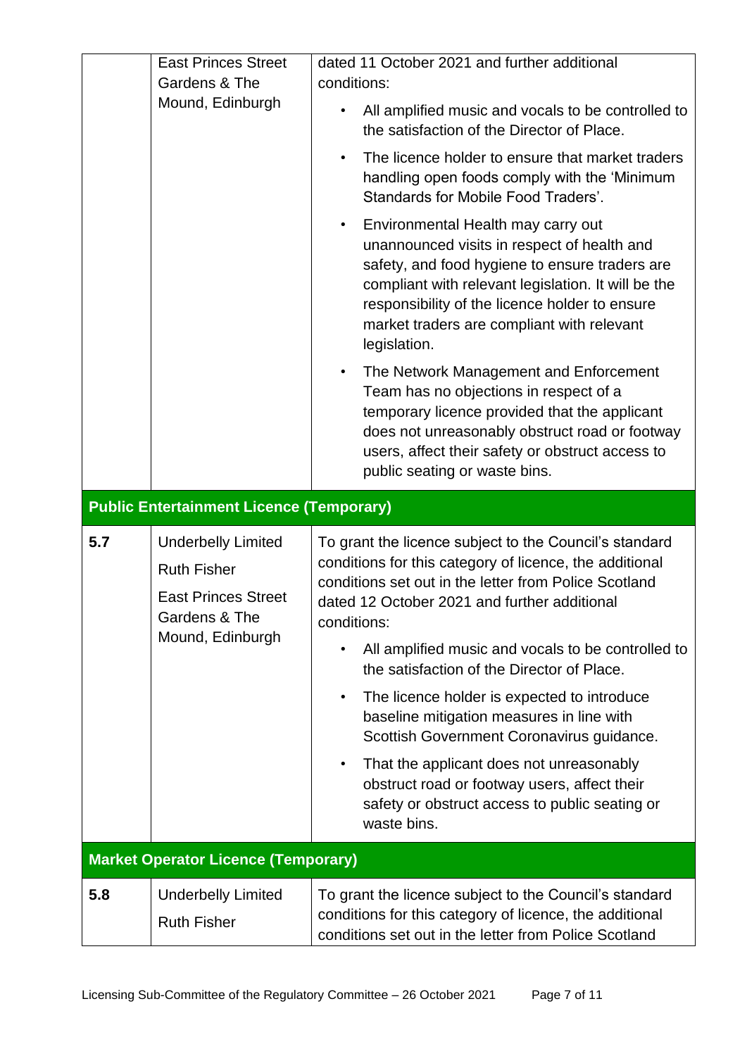| | | |
|---|---|---|
| | East Princes Street Gardens & The Mound, Edinburgh | dated 11 October 2021 and further additional conditions:<br>• All amplified music and vocals to be controlled to the satisfaction of the Director of Place.<br>• The licence holder to ensure that market traders handling open foods comply with the 'Minimum Standards for Mobile Food Traders'.<br>• Environmental Health may carry out unannounced visits in respect of health and safety, and food hygiene to ensure traders are compliant with relevant legislation. It will be the responsibility of the licence holder to ensure market traders are compliant with relevant legislation.<br>• The Network Management and Enforcement Team has no objections in respect of a temporary licence provided that the applicant does not unreasonably obstruct road or footway users, affect their safety or obstruct access to public seating or waste bins. |
| **Public Entertainment Licence (Temporary)** | | |
| **5.7** | Underbelly Limited<br>Ruth Fisher<br>East Princes Street Gardens & The Mound, Edinburgh | To grant the licence subject to the Council's standard conditions for this category of licence, the additional conditions set out in the letter from Police Scotland dated 12 October 2021 and further additional conditions:<br>• All amplified music and vocals to be controlled to the satisfaction of the Director of Place.<br>• The licence holder is expected to introduce baseline mitigation measures in line with Scottish Government Coronavirus guidance.<br>• That the applicant does not unreasonably obstruct road or footway users, affect their safety or obstruct access to public seating or waste bins. |
| **Market Operator Licence (Temporary)** | | |
| **5.8** | Underbelly Limited<br>Ruth Fisher | To grant the licence subject to the Council's standard conditions for this category of licence, the additional conditions set out in the letter from Police Scotland |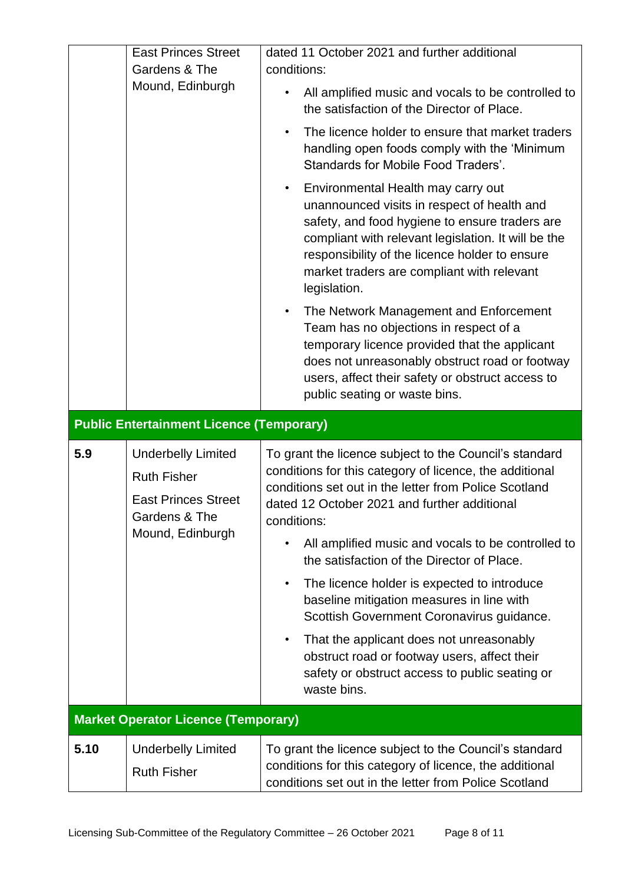|  | East Princes Street Gardens & The Mound, Edinburgh | dated 11 October 2021 and further additional conditions:<br>• All amplified music and vocals to be controlled to the satisfaction of the Director of Place.<br>• The licence holder to ensure that market traders handling open foods comply with the 'Minimum Standards for Mobile Food Traders'.<br>• Environmental Health may carry out unannounced visits in respect of health and safety, and food hygiene to ensure traders are compliant with relevant legislation. It will be the responsibility of the licence holder to ensure market traders are compliant with relevant legislation.<br>• The Network Management and Enforcement Team has no objections in respect of a temporary licence provided that the applicant does not unreasonably obstruct road or footway users, affect their safety or obstruct access to public seating or waste bins. |
|---|---|---|
| **Public Entertainment Licence (Temporary)** | | |
| **5.9** | Underbelly Limited<br>Ruth Fisher<br>East Princes Street Gardens & The Mound, Edinburgh | To grant the licence subject to the Council's standard conditions for this category of licence, the additional conditions set out in the letter from Police Scotland dated 12 October 2021 and further additional conditions:<br>• All amplified music and vocals to be controlled to the satisfaction of the Director of Place.<br>• The licence holder is expected to introduce baseline mitigation measures in line with Scottish Government Coronavirus guidance.<br>• That the applicant does not unreasonably obstruct road or footway users, affect their safety or obstruct access to public seating or waste bins. |
| **Market Operator Licence (Temporary)** | | |
| **5.10** | Underbelly Limited<br>Ruth Fisher | To grant the licence subject to the Council's standard conditions for this category of licence, the additional conditions set out in the letter from Police Scotland |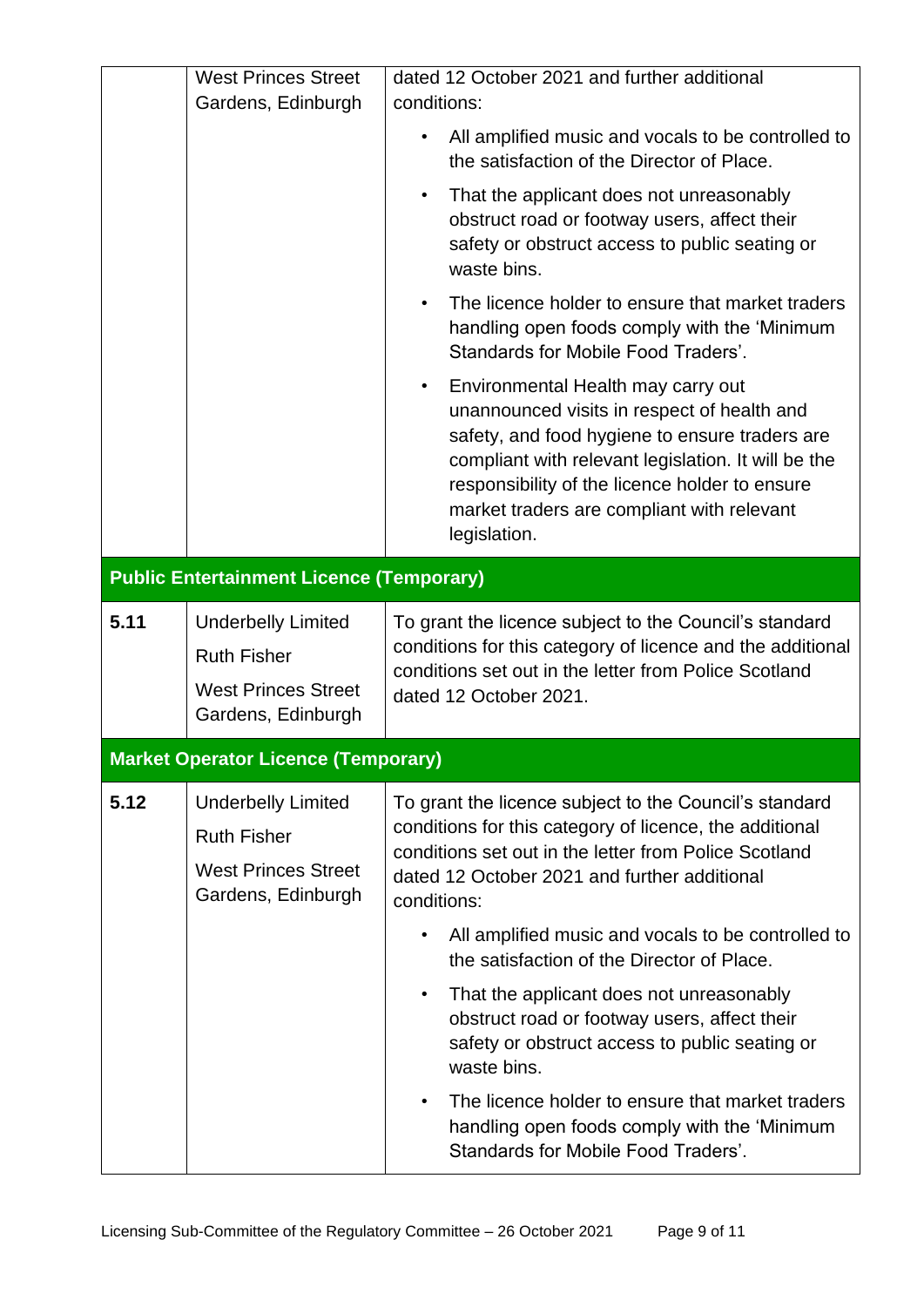| | | |
|---|---|---|
| | West Princes Street Gardens, Edinburgh | dated 12 October 2021 and further additional conditions:<br>• All amplified music and vocals to be controlled to the satisfaction of the Director of Place.<br>• That the applicant does not unreasonably obstruct road or footway users, affect their safety or obstruct access to public seating or waste bins.<br>• The licence holder to ensure that market traders handling open foods comply with the 'Minimum Standards for Mobile Food Traders'.<br>• Environmental Health may carry out unannounced visits in respect of health and safety, and food hygiene to ensure traders are compliant with relevant legislation. It will be the responsibility of the licence holder to ensure market traders are compliant with relevant legislation. |
| **Public Entertainment Licence (Temporary)** | | |
| 5.11 | Underbelly Limited<br>Ruth Fisher<br>West Princes Street Gardens, Edinburgh | To grant the licence subject to the Council's standard conditions for this category of licence and the additional conditions set out in the letter from Police Scotland dated 12 October 2021. |
| **Market Operator Licence (Temporary)** | | |
| 5.12 | Underbelly Limited<br>Ruth Fisher<br>West Princes Street Gardens, Edinburgh | To grant the licence subject to the Council's standard conditions for this category of licence, the additional conditions set out in the letter from Police Scotland dated 12 October 2021 and further additional conditions:<br>• All amplified music and vocals to be controlled to the satisfaction of the Director of Place.<br>• That the applicant does not unreasonably obstruct road or footway users, affect their safety or obstruct access to public seating or waste bins.<br>• The licence holder to ensure that market traders handling open foods comply with the 'Minimum Standards for Mobile Food Traders'. |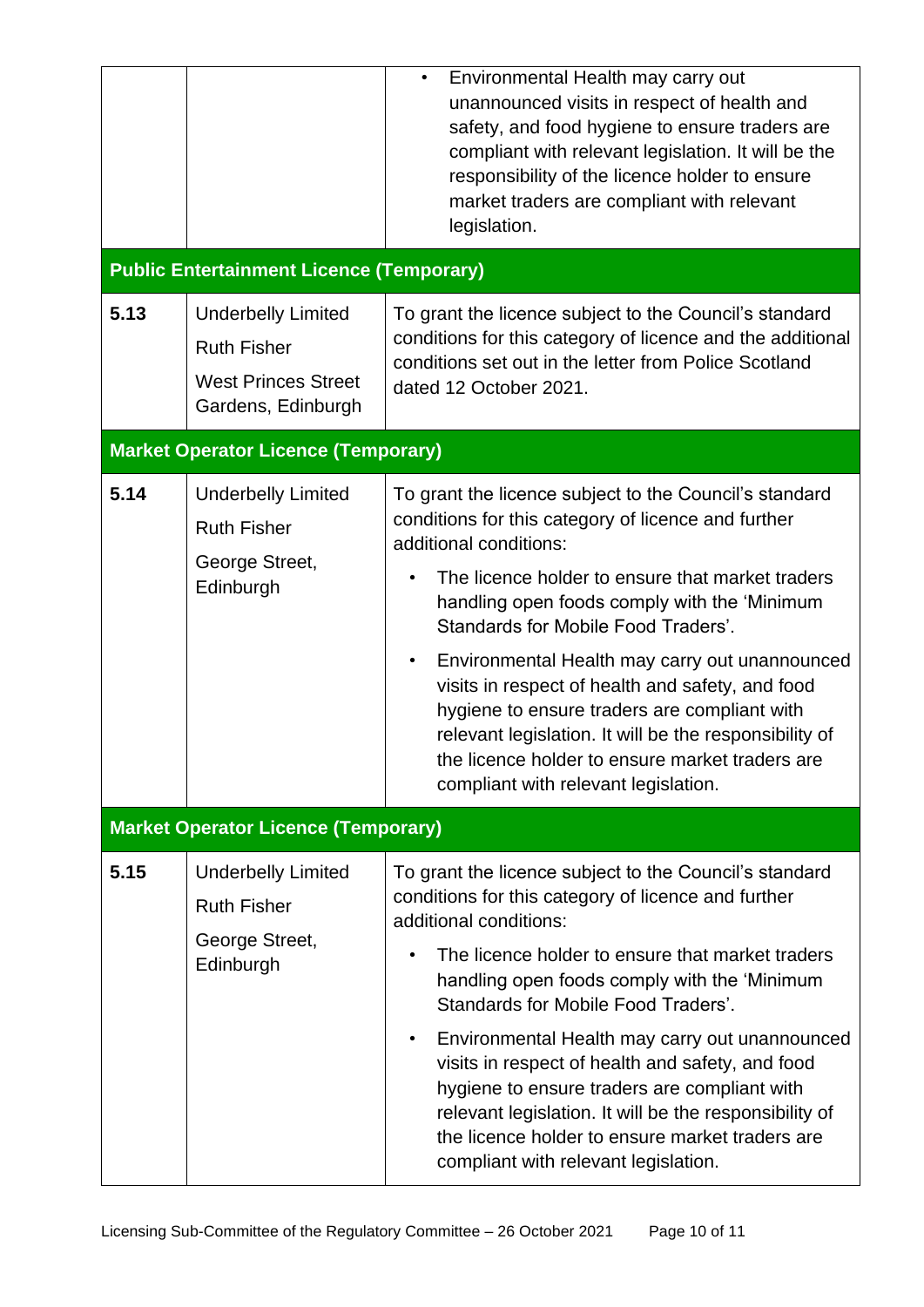| | | |
|---|---|---|
| | | • Environmental Health may carry out unannounced visits in respect of health and safety, and food hygiene to ensure traders are compliant with relevant legislation. It will be the responsibility of the licence holder to ensure market traders are compliant with relevant legislation. |
| **Public Entertainment Licence (Temporary)** | | |
| **5.13** | Underbelly Limited<br>Ruth Fisher<br>West Princes Street Gardens, Edinburgh | To grant the licence subject to the Council's standard conditions for this category of licence and the additional conditions set out in the letter from Police Scotland dated 12 October 2021. |
| **Market Operator Licence (Temporary)** | | |
| **5.14** | Underbelly Limited<br>Ruth Fisher<br>George Street, Edinburgh | To grant the licence subject to the Council's standard conditions for this category of licence and further additional conditions:<br>• The licence holder to ensure that market traders handling open foods comply with the 'Minimum Standards for Mobile Food Traders'.<br>• Environmental Health may carry out unannounced visits in respect of health and safety, and food hygiene to ensure traders are compliant with relevant legislation. It will be the responsibility of the licence holder to ensure market traders are compliant with relevant legislation. |
| **Market Operator Licence (Temporary)** | | |
| **5.15** | Underbelly Limited<br>Ruth Fisher<br>George Street, Edinburgh | To grant the licence subject to the Council's standard conditions for this category of licence and further additional conditions:<br>• The licence holder to ensure that market traders handling open foods comply with the 'Minimum Standards for Mobile Food Traders'.<br>• Environmental Health may carry out unannounced visits in respect of health and safety, and food hygiene to ensure traders are compliant with relevant legislation. It will be the responsibility of the licence holder to ensure market traders are compliant with relevant legislation. |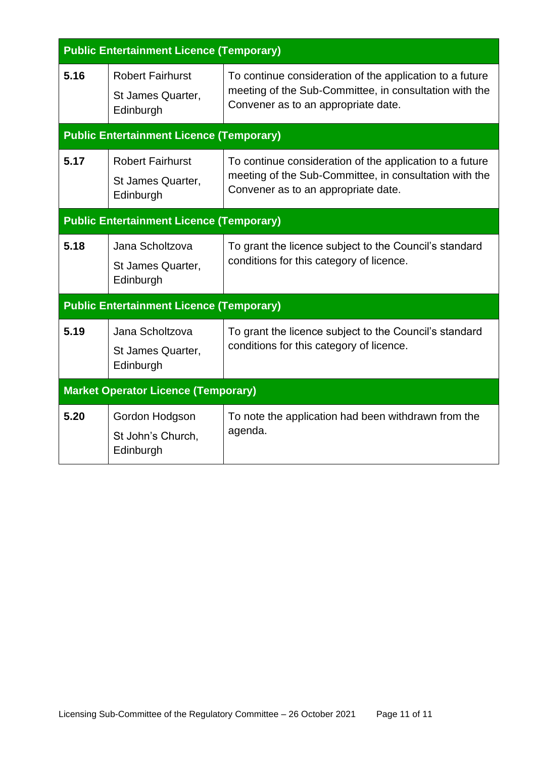| Public Entertainment Licence (Temporary) | | |
|---|---|---|
| 5.16 | Robert Fairhurst<br>St James Quarter, Edinburgh | To continue consideration of the application to a future meeting of the Sub-Committee, in consultation with the Convener as to an appropriate date. |
| **Public Entertainment Licence (Temporary)** | | |
| 5.17 | Robert Fairhurst<br>St James Quarter, Edinburgh | To continue consideration of the application to a future meeting of the Sub-Committee, in consultation with the Convener as to an appropriate date. |
| **Public Entertainment Licence (Temporary)** | | |
| 5.18 | Jana Scholtzova<br>St James Quarter, Edinburgh | To grant the licence subject to the Council's standard conditions for this category of licence. |
| **Public Entertainment Licence (Temporary)** | | |
| 5.19 | Jana Scholtzova<br>St James Quarter, Edinburgh | To grant the licence subject to the Council's standard conditions for this category of licence. |
| **Market Operator Licence (Temporary)** | | |
| 5.20 | Gordon Hodgson<br>St John's Church, Edinburgh | To note the application had been withdrawn from the agenda. |